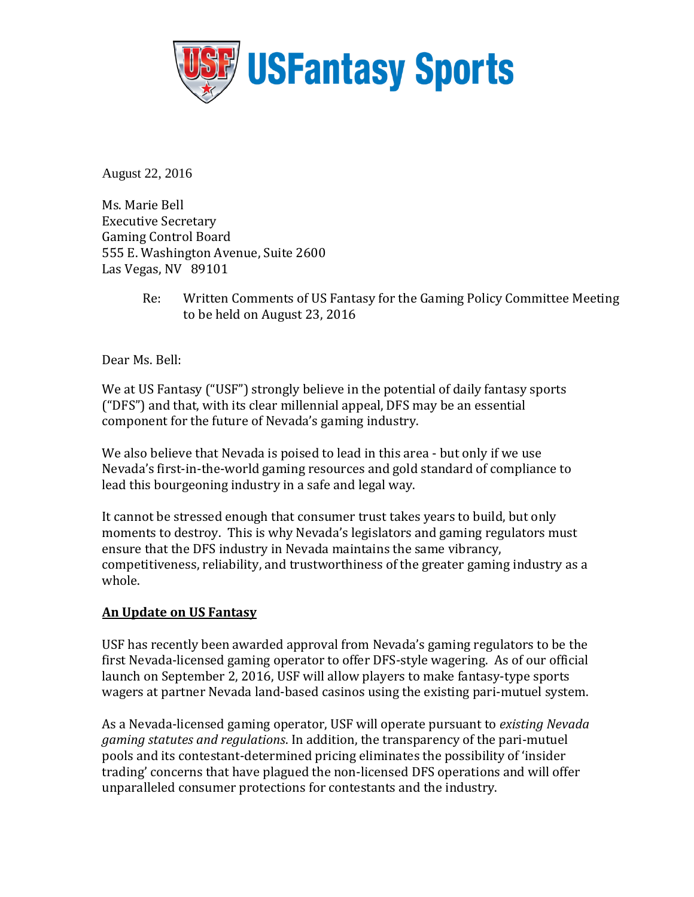USFantasy Sports

August 22, 2016

Ms. Marie Bell
Executive Secretary
Gaming Control Board
555 E. Washington Avenue, Suite 2600
Las Vegas, NV 89101

Re: Written Comments of US Fantasy for the Gaming Policy Committee Meeting to be held on August 23, 2016

Dear Ms. Bell:

We at US Fantasy ("USF") strongly believe in the potential of daily fantasy sports ("DFS") and that, with its clear millennial appeal, DFS may be an essential component for the future of Nevada's gaming industry.

We also believe that Nevada is poised to lead in this area - but only if we use Nevada's first-in-the-world gaming resources and gold standard of compliance to lead this bourgeoning industry in a safe and legal way.

It cannot be stressed enough that consumer trust takes years to build, but only moments to destroy. This is why Nevada's legislators and gaming regulators must ensure that the DFS industry in Nevada maintains the same vibrancy, competitiveness, reliability, and trustworthiness of the greater gaming industry as a whole.

**<u>An Update on US Fantasy</u>**

USF has recently been awarded approval from Nevada's gaming regulators to be the first Nevada-licensed gaming operator to offer DFS-style wagering. As of our official launch on September 2, 2016, USF will allow players to make fantasy-type sports wagers at partner Nevada land-based casinos using the existing pari-mutuel system.

As a Nevada-licensed gaming operator, USF will operate pursuant to *existing Nevada gaming statutes and regulations*. In addition, the transparency of the pari-mutuel pools and its contestant-determined pricing eliminates the possibility of 'insider trading' concerns that have plagued the non-licensed DFS operations and will offer unparalleled consumer protections for contestants and the industry.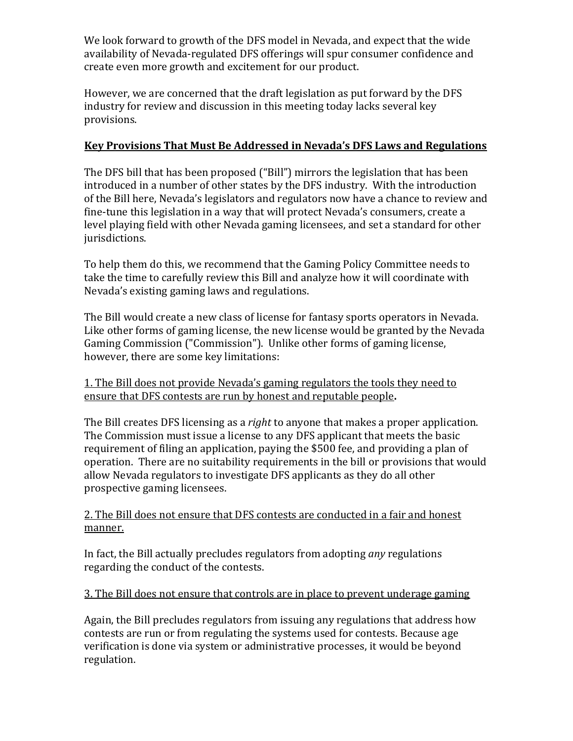We look forward to growth of the DFS model in Nevada, and expect that the wide availability of Nevada-regulated DFS offerings will spur consumer confidence and create even more growth and excitement for our product.

However, we are concerned that the draft legislation as put forward by the DFS industry for review and discussion in this meeting today lacks several key provisions.

**Key Provisions That Must Be Addressed in Nevada's DFS Laws and Regulations**

The DFS bill that has been proposed ("Bill") mirrors the legislation that has been introduced in a number of other states by the DFS industry. With the introduction of the Bill here, Nevada's legislators and regulators now have a chance to review and fine-tune this legislation in a way that will protect Nevada's consumers, create a level playing field with other Nevada gaming licensees, and set a standard for other jurisdictions.

To help them do this, we recommend that the Gaming Policy Committee needs to take the time to carefully review this Bill and analyze how it will coordinate with Nevada's existing gaming laws and regulations.

The Bill would create a new class of license for fantasy sports operators in Nevada. Like other forms of gaming license, the new license would be granted by the Nevada Gaming Commission ("Commission"). Unlike other forms of gaming license, however, there are some key limitations:

1. The Bill does not provide Nevada's gaming regulators the tools they need to ensure that DFS contests are run by honest and reputable people**.**

The Bill creates DFS licensing as a *right* to anyone that makes a proper application. The Commission must issue a license to any DFS applicant that meets the basic requirement of filing an application, paying the $500 fee, and providing a plan of operation. There are no suitability requirements in the bill or provisions that would allow Nevada regulators to investigate DFS applicants as they do all other prospective gaming licensees.

2. The Bill does not ensure that DFS contests are conducted in a fair and honest manner.

In fact, the Bill actually precludes regulators from adopting *any* regulations regarding the conduct of the contests.

3. The Bill does not ensure that controls are in place to prevent underage gaming

Again, the Bill precludes regulators from issuing any regulations that address how contests are run or from regulating the systems used for contests. Because age verification is done via system or administrative processes, it would be beyond regulation.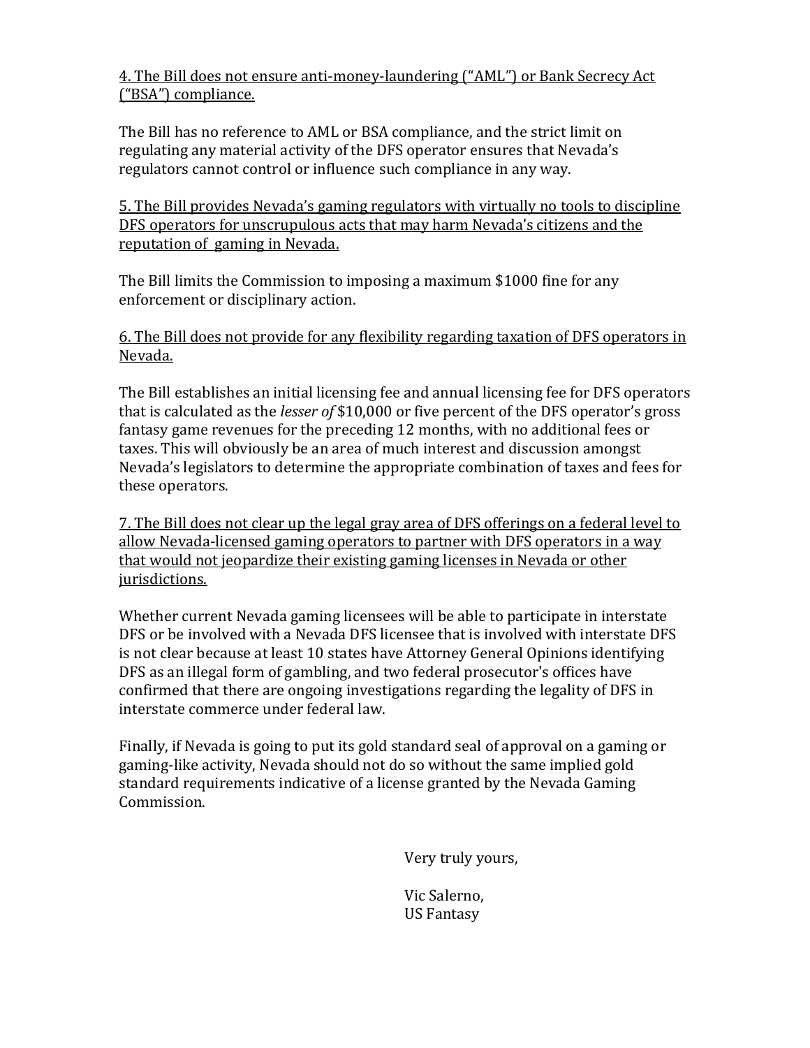4. The Bill does not ensure anti-money-laundering ("AML") or Bank Secrecy Act ("BSA") compliance.

The Bill has no reference to AML or BSA compliance, and the strict limit on regulating any material activity of the DFS operator ensures that Nevada's regulators cannot control or influence such compliance in any way.

5. The Bill provides Nevada's gaming regulators with virtually no tools to discipline DFS operators for unscrupulous acts that may harm Nevada's citizens and the reputation of gaming in Nevada.

The Bill limits the Commission to imposing a maximum $1000 fine for any enforcement or disciplinary action.

6. The Bill does not provide for any flexibility regarding taxation of DFS operators in Nevada.

The Bill establishes an initial licensing fee and annual licensing fee for DFS operators that is calculated as the *lesser of* $10,000 or five percent of the DFS operator's gross fantasy game revenues for the preceding 12 months, with no additional fees or taxes. This will obviously be an area of much interest and discussion amongst Nevada's legislators to determine the appropriate combination of taxes and fees for these operators.

7. The Bill does not clear up the legal gray area of DFS offerings on a federal level to allow Nevada-licensed gaming operators to partner with DFS operators in a way that would not jeopardize their existing gaming licenses in Nevada or other jurisdictions.

Whether current Nevada gaming licensees will be able to participate in interstate DFS or be involved with a Nevada DFS licensee that is involved with interstate DFS is not clear because at least 10 states have Attorney General Opinions identifying DFS as an illegal form of gambling, and two federal prosecutor's offices have confirmed that there are ongoing investigations regarding the legality of DFS in interstate commerce under federal law.

Finally, if Nevada is going to put its gold standard seal of approval on a gaming or gaming-like activity, Nevada should not do so without the same implied gold standard requirements indicative of a license granted by the Nevada Gaming Commission.

Very truly yours,

Vic Salerno,
US Fantasy